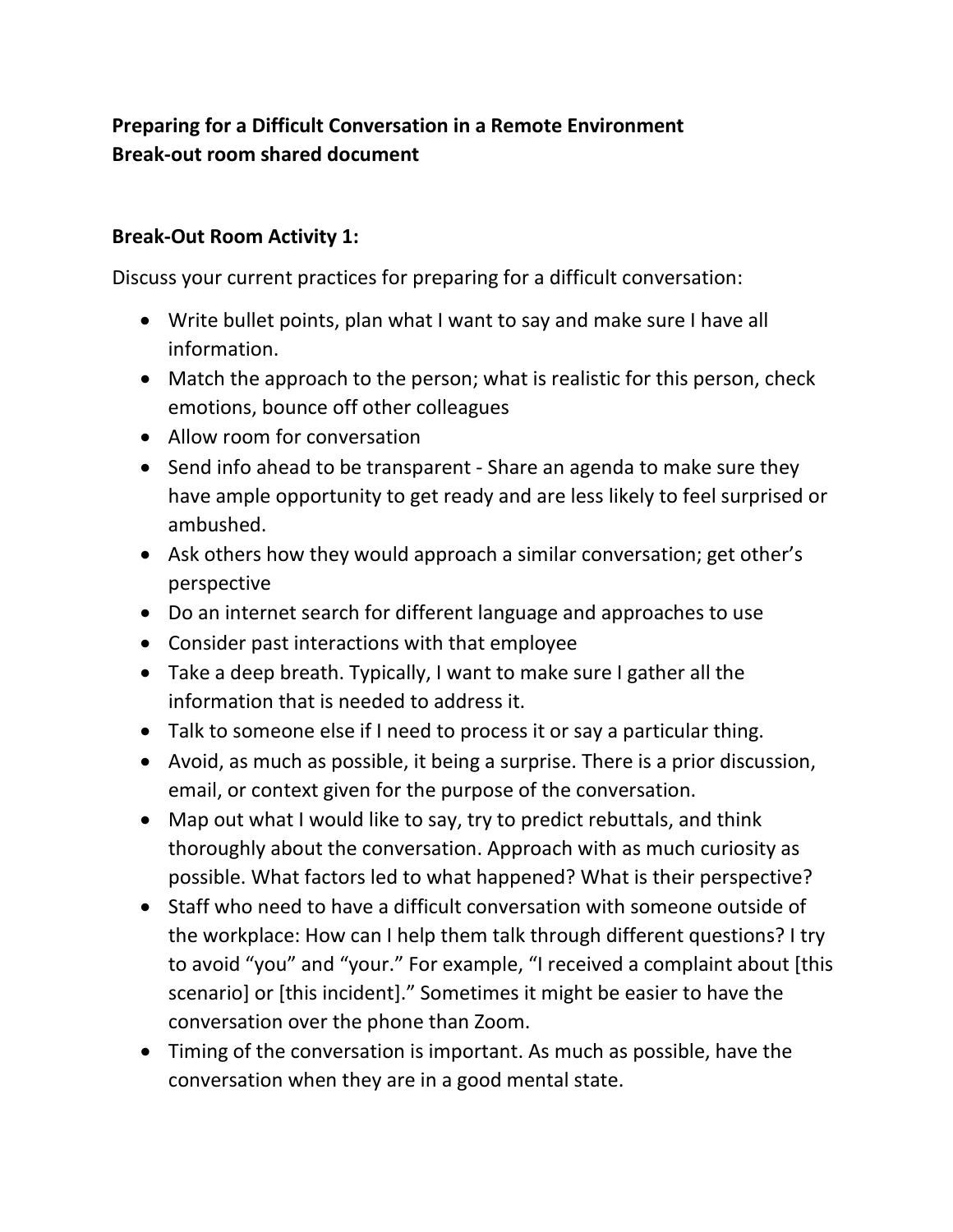**Preparing for a Difficult Conversation in a Remote Environment**
**Break-out room shared document**

## Break-Out Room Activity 1:

Discuss your current practices for preparing for a difficult conversation:

- Write bullet points, plan what I want to say and make sure I have all information.
- Match the approach to the person; what is realistic for this person, check emotions, bounce off other colleagues
- Allow room for conversation
- Send info ahead to be transparent - Share an agenda to make sure they have ample opportunity to get ready and are less likely to feel surprised or ambushed.
- Ask others how they would approach a similar conversation; get other's perspective
- Do an internet search for different language and approaches to use
- Consider past interactions with that employee
- Take a deep breath. Typically, I want to make sure I gather all the information that is needed to address it.
- Talk to someone else if I need to process it or say a particular thing.
- Avoid, as much as possible, it being a surprise. There is a prior discussion, email, or context given for the purpose of the conversation.
- Map out what I would like to say, try to predict rebuttals, and think thoroughly about the conversation. Approach with as much curiosity as possible. What factors led to what happened? What is their perspective?
- Staff who need to have a difficult conversation with someone outside of the workplace: How can I help them talk through different questions? I try to avoid "you" and "your." For example, "I received a complaint about [this scenario] or [this incident]." Sometimes it might be easier to have the conversation over the phone than Zoom.
- Timing of the conversation is important. As much as possible, have the conversation when they are in a good mental state.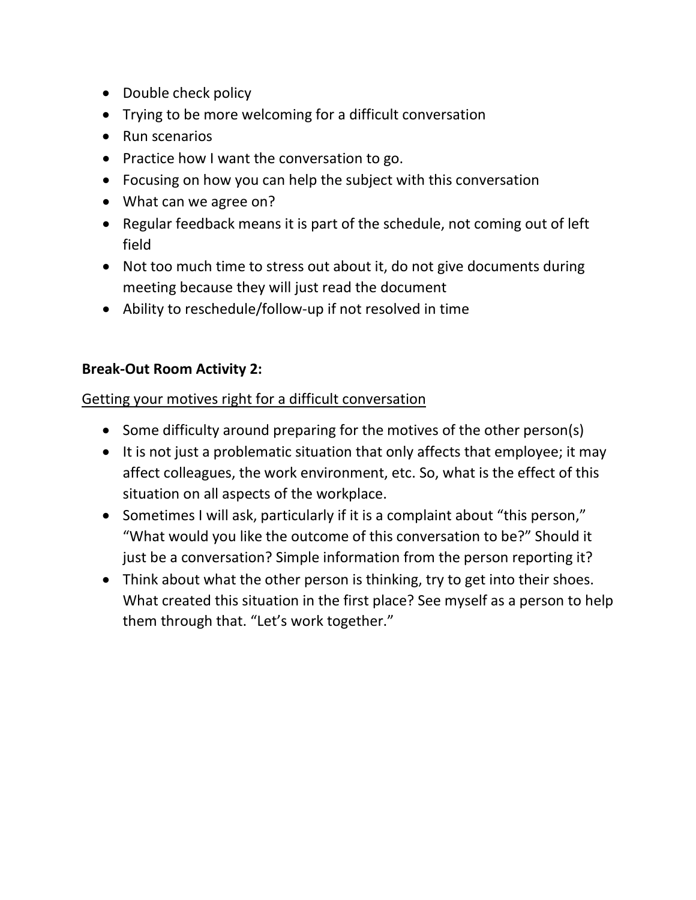- Double check policy
- Trying to be more welcoming for a difficult conversation
- Run scenarios
- Practice how I want the conversation to go.
- Focusing on how you can help the subject with this conversation
- What can we agree on?
- Regular feedback means it is part of the schedule, not coming out of left field
- Not too much time to stress out about it, do not give documents during meeting because they will just read the document
- Ability to reschedule/follow-up if not resolved in time

**Break-Out Room Activity 2:**

Getting your motives right for a difficult conversation

- Some difficulty around preparing for the motives of the other person(s)
- It is not just a problematic situation that only affects that employee; it may affect colleagues, the work environment, etc. So, what is the effect of this situation on all aspects of the workplace.
- Sometimes I will ask, particularly if it is a complaint about "this person," "What would you like the outcome of this conversation to be?" Should it just be a conversation? Simple information from the person reporting it?
- Think about what the other person is thinking, try to get into their shoes. What created this situation in the first place? See myself as a person to help them through that. "Let's work together."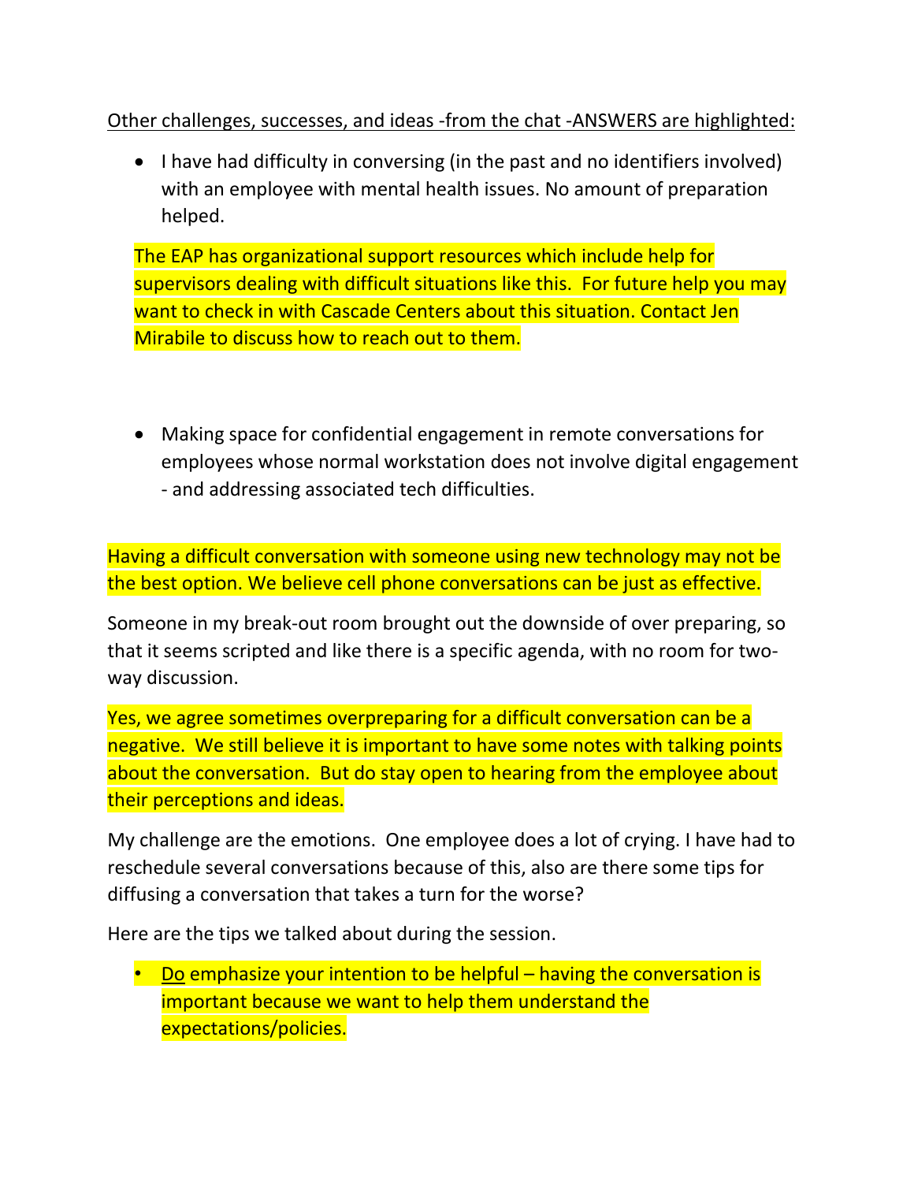Other challenges, successes, and ideas -from the chat -ANSWERS are highlighted:

- I have had difficulty in conversing (in the past and no identifiers involved) with an employee with mental health issues. No amount of preparation helped.

  The EAP has organizational support resources which include help for supervisors dealing with difficult situations like this. For future help you may want to check in with Cascade Centers about this situation. Contact Jen Mirabile to discuss how to reach out to them.

- Making space for confidential engagement in remote conversations for employees whose normal workstation does not involve digital engagement - and addressing associated tech difficulties.

Having a difficult conversation with someone using new technology may not be the best option. We believe cell phone conversations can be just as effective.

Someone in my break-out room brought out the downside of over preparing, so that it seems scripted and like there is a specific agenda, with no room for two-way discussion.

Yes, we agree sometimes overpreparing for a difficult conversation can be a negative. We still believe it is important to have some notes with talking points about the conversation. But do stay open to hearing from the employee about their perceptions and ideas.

My challenge are the emotions. One employee does a lot of crying. I have had to reschedule several conversations because of this, also are there some tips for diffusing a conversation that takes a turn for the worse?

Here are the tips we talked about during the session.

- Do emphasize your intention to be helpful – having the conversation is important because we want to help them understand the expectations/policies.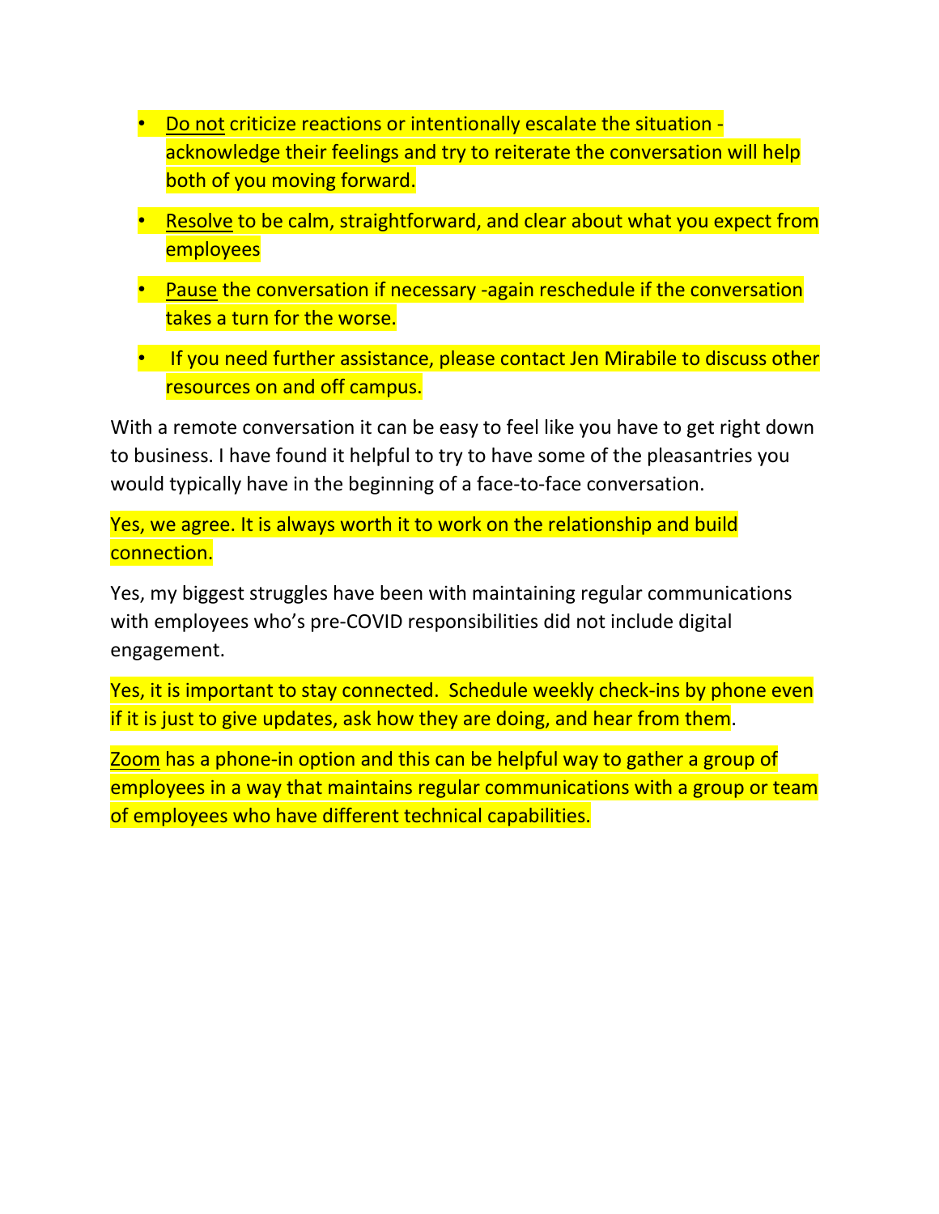- Do not criticize reactions or intentionally escalate the situation - acknowledge their feelings and try to reiterate the conversation will help both of you moving forward.
- Resolve to be calm, straightforward, and clear about what you expect from employees
- Pause the conversation if necessary -again reschedule if the conversation takes a turn for the worse.
- If you need further assistance, please contact Jen Mirabile to discuss other resources on and off campus.

With a remote conversation it can be easy to feel like you have to get right down to business. I have found it helpful to try to have some of the pleasantries you would typically have in the beginning of a face-to-face conversation.

Yes, we agree. It is always worth it to work on the relationship and build connection.

Yes, my biggest struggles have been with maintaining regular communications with employees who's pre-COVID responsibilities did not include digital engagement.

Yes, it is important to stay connected. Schedule weekly check-ins by phone even if it is just to give updates, ask how they are doing, and hear from them.

Zoom has a phone-in option and this can be helpful way to gather a group of employees in a way that maintains regular communications with a group or team of employees who have different technical capabilities.